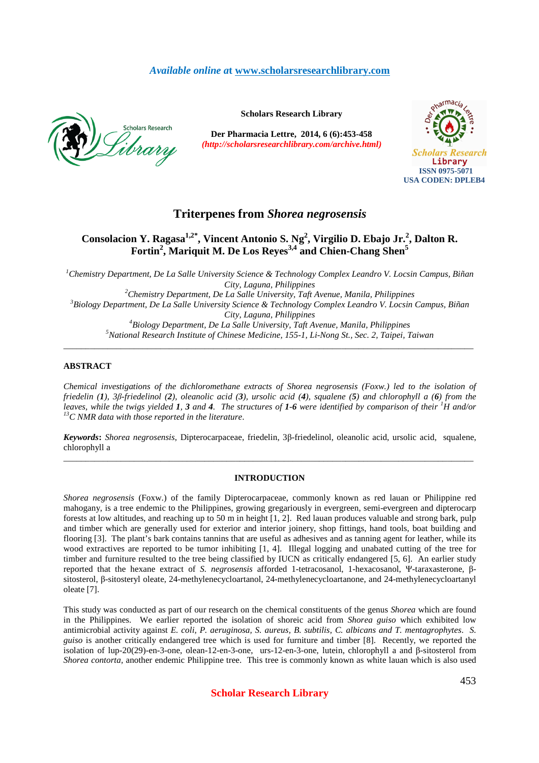Available online at www.scholarsresearchlibrary.com

Scholars Research Library

Der Pharmacia Lettre, 2014, 6 (6):453-458
(http://scholarsresearchlibrary.com/archive.html)

ISSN 0975-5071
USA CODEN: DPLEB4

# Triterpenes from *Shorea negrosensis*

**Consolacion Y. Ragasa[1,2*], Vincent Antonio S. Ng[2], Virgilio D. Ebajo Jr.[2], Dalton R. Fortin[2], Mariquit M. De Los Reyes[3,4] and Chien-Chang Shen[5]**

[1]*Chemistry Department, De La Salle University Science & Technology Complex Leandro V. Locsin Campus, Biñan City, Laguna, Philippines*
[2]*Chemistry Department, De La Salle University, Taft Avenue, Manila, Philippines*
[3]*Biology Department, De La Salle University Science & Technology Complex Leandro V. Locsin Campus, Biñan City, Laguna, Philippines*
[4]*Biology Department, De La Salle University, Taft Avenue, Manila, Philippines*
[5]*National Research Institute of Chinese Medicine, 155-1, Li-Nong St., Sec. 2, Taipei, Taiwan*

---

## ABSTRACT

*Chemical investigations of the dichloromethane extracts of Shorea negrosensis (Foxw.) led to the isolation of friedelin (**1**), 3β-friedelinol (**2**), oleanolic acid (**3**), ursolic acid (**4**), squalene (**5**) and chlorophyll a (**6**) from the leaves, while the twigs yielded **1**, **3** and **4**. The structures of **1-6** were identified by comparison of their $^{1}H$ and/or $^{13}C$ NMR data with those reported in the literature.*

**Keywords:** *Shorea negrosensis*, Dipterocarpaceae, friedelin, 3β-friedelinol, oleanolic acid, ursolic acid, squalene, chlorophyll a

---

## INTRODUCTION

*Shorea negrosensis* (Foxw.) of the family Dipterocarpaceae, commonly known as red lauan or Philippine red mahogany, is a tree endemic to the Philippines, growing gregariously in evergreen, semi-evergreen and dipterocarp forests at low altitudes, and reaching up to 50 m in height [1, 2]. Red lauan produces valuable and strong bark, pulp and timber which are generally used for exterior and interior joinery, shop fittings, hand tools, boat building and flooring [3]. The plant's bark contains tannins that are useful as adhesives and as tanning agent for leather, while its wood extractives are reported to be tumor inhibiting [1, 4]. Illegal logging and unabated cutting of the tree for timber and furniture resulted to the tree being classified by IUCN as critically endangered [5, 6]. An earlier study reported that the hexane extract of *S. negrosensis* afforded 1-tetracosanol, 1-hexacosanol, Ψ-taraxasterone, β-sitosterol, β-sitosteryl oleate, 24-methylenecycloartanol, 24-methylenecycloartanone, and 24-methylenecycloartanyl oleate [7].

This study was conducted as part of our research on the chemical constituents of the genus *Shorea* which are found in the Philippines. We earlier reported the isolation of shoreic acid from *Shorea guiso* which exhibited low antimicrobial activity against *E. coli, P. aeruginosa, S. aureus, B. subtilis, C. albicans and T. mentagrophytes*. *S. guiso* is another critically endangered tree which is used for furniture and timber [8]. Recently, we reported the isolation of lup-20(29)-en-3-one, olean-12-en-3-one, urs-12-en-3-one, lutein, chlorophyll a and β-sitosterol from *Shorea contorta*, another endemic Philippine tree. This tree is commonly known as white lauan which is also used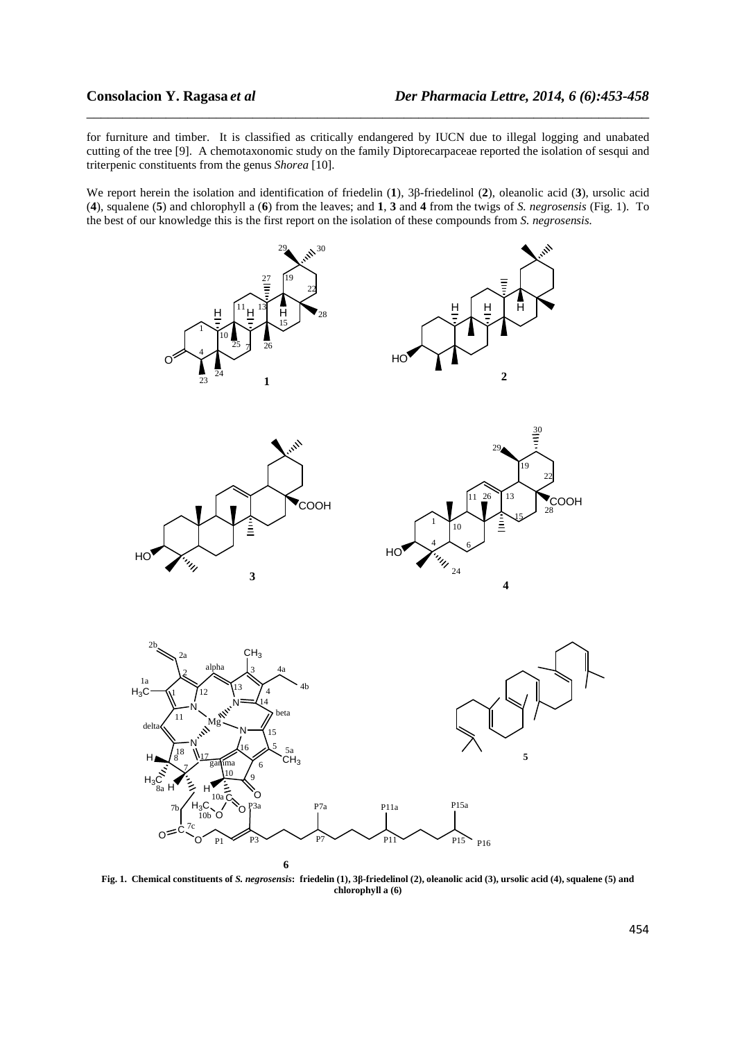for furniture and timber. It is classified as critically endangered by IUCN due to illegal logging and unabated cutting of the tree [9]. A chemotaxonomic study on the family Diptorecarpaceae reported the isolation of sesqui and triterpenic constituents from the genus *Shorea* [10].

We report herein the isolation and identification of friedelin (**1**), 3β-friedelinol (**2**), oleanolic acid (**3**), ursolic acid (**4**), squalene (**5**) and chlorophyll a (**6**) from the leaves; and **1**, **3** and **4** from the twigs of *S. negrosensis* (Fig. 1). To the best of our knowledge this is the first report on the isolation of these compounds from *S. negrosensis.*

**Fig. 1. Chemical constituents of *S. negrosensis*: friedelin (1), 3β-friedelinol (2), oleanolic acid (3), ursolic acid (4), squalene (5) and chlorophyll a (6)**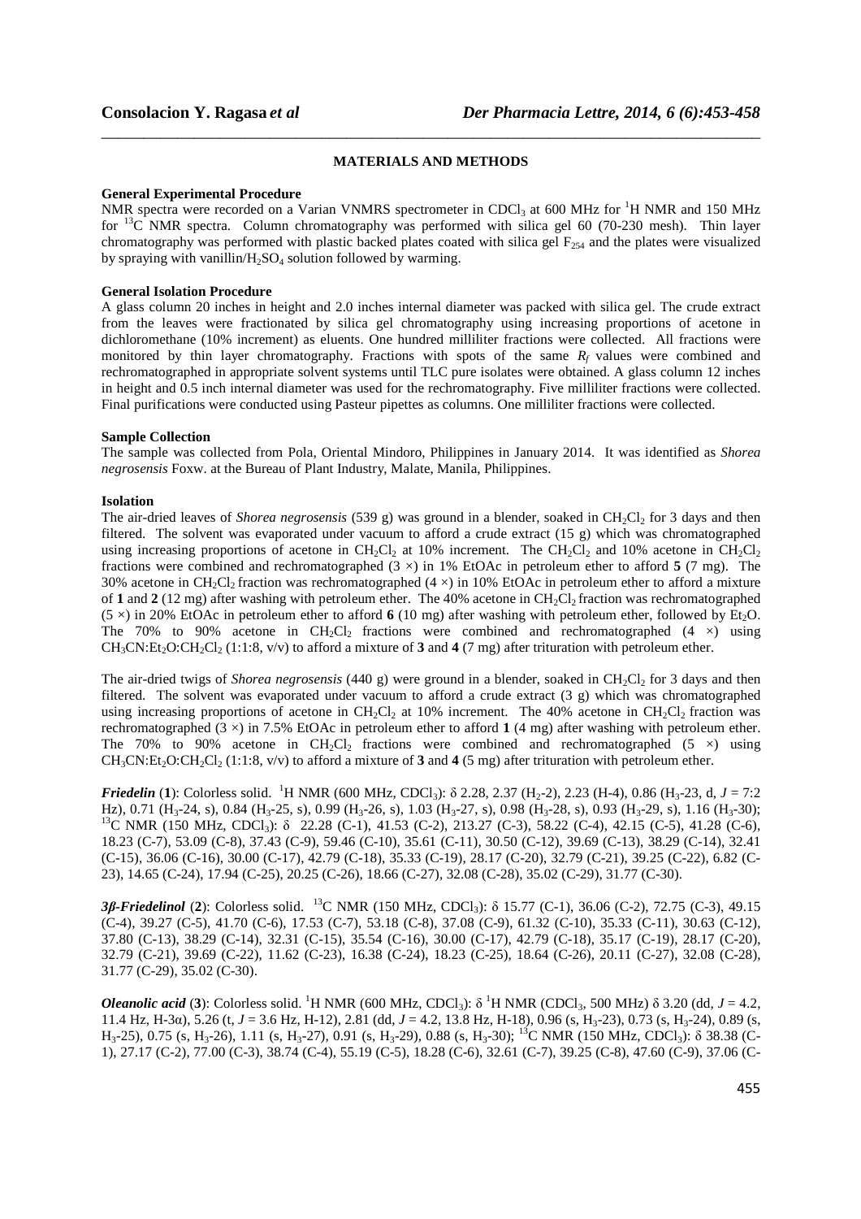## MATERIALS AND METHODS

### General Experimental Procedure

NMR spectra were recorded on a Varian VNMRS spectrometer in $CDCl_3$ at 600 MHz for $^1H$ NMR and 150 MHz for $^{13}C$ NMR spectra. Column chromatography was performed with silica gel 60 (70-230 mesh). Thin layer chromatography was performed with plastic backed plates coated with silica gel $F_{254}$ and the plates were visualized by spraying with vanillin/$H_2SO_4$ solution followed by warming.

### General Isolation Procedure

A glass column 20 inches in height and 2.0 inches internal diameter was packed with silica gel. The crude extract from the leaves were fractionated by silica gel chromatography using increasing proportions of acetone in dichloromethane (10% increment) as eluents. One hundred milliliter fractions were collected. All fractions were monitored by thin layer chromatography. Fractions with spots of the same $R_f$ values were combined and rechromatographed in appropriate solvent systems until TLC pure isolates were obtained. A glass column 12 inches in height and 0.5 inch internal diameter was used for the rechromatography. Five milliliter fractions were collected. Final purifications were conducted using Pasteur pipettes as columns. One milliliter fractions were collected.

### Sample Collection

The sample was collected from Pola, Oriental Mindoro, Philippines in January 2014. It was identified as *Shorea negrosensis* Foxw. at the Bureau of Plant Industry, Malate, Manila, Philippines.

### Isolation

The air-dried leaves of *Shorea negrosensis* (539 g) was ground in a blender, soaked in $CH_2Cl_2$ for 3 days and then filtered. The solvent was evaporated under vacuum to afford a crude extract (15 g) which was chromatographed using increasing proportions of acetone in $CH_2Cl_2$ at 10% increment. The $CH_2Cl_2$ and 10% acetone in $CH_2Cl_2$ fractions were combined and rechromatographed (3 ×) in 1% EtOAc in petroleum ether to afford **5** (7 mg). The 30% acetone in $CH_2Cl_2$ fraction was rechromatographed (4 ×) in 10% EtOAc in petroleum ether to afford a mixture of **1** and **2** (12 mg) after washing with petroleum ether. The 40% acetone in $CH_2Cl_2$ fraction was rechromatographed (5 ×) in 20% EtOAc in petroleum ether to afford **6** (10 mg) after washing with petroleum ether, followed by $Et_2O$. The 70% to 90% acetone in $CH_2Cl_2$ fractions were combined and rechromatographed (4 ×) using $CH_3CN$:$Et_2O$:$CH_2Cl_2$ (1:1:8, v/v) to afford a mixture of **3** and **4** (7 mg) after trituration with petroleum ether.

The air-dried twigs of *Shorea negrosensis* (440 g) were ground in a blender, soaked in $CH_2Cl_2$ for 3 days and then filtered. The solvent was evaporated under vacuum to afford a crude extract (3 g) which was chromatographed using increasing proportions of acetone in $CH_2Cl_2$ at 10% increment. The 40% acetone in $CH_2Cl_2$ fraction was rechromatographed (3 ×) in 7.5% EtOAc in petroleum ether to afford **1** (4 mg) after washing with petroleum ether. The 70% to 90% acetone in $CH_2Cl_2$ fractions were combined and rechromatographed (5 ×) using $CH_3CN$:$Et_2O$:$CH_2Cl_2$ (1:1:8, v/v) to afford a mixture of **3** and **4** (5 mg) after trituration with petroleum ether.

***Friedelin*** (**1**): Colorless solid. $^1H$ NMR (600 MHz, $CDCl_3$): δ 2.28, 2.37 ($H_2$-2), 2.23 (H-4), 0.86 ($H_3$-23, d, $J$ = 7:2 Hz), 0.71 ($H_3$-24, s), 0.84 ($H_3$-25, s), 0.99 ($H_3$-26, s), 1.03 ($H_3$-27, s), 0.98 ($H_3$-28, s), 0.93 ($H_3$-29, s), 1.16 ($H_3$-30); $^{13}C$ NMR (150 MHz, $CDCl_3$): δ 22.28 (C-1), 41.53 (C-2), 213.27 (C-3), 58.22 (C-4), 42.15 (C-5), 41.28 (C-6), 18.23 (C-7), 53.09 (C-8), 37.43 (C-9), 59.46 (C-10), 35.61 (C-11), 30.50 (C-12), 39.69 (C-13), 38.29 (C-14), 32.41 (C-15), 36.06 (C-16), 30.00 (C-17), 42.79 (C-18), 35.33 (C-19), 28.17 (C-20), 32.79 (C-21), 39.25 (C-22), 6.82 (C-23), 14.65 (C-24), 17.94 (C-25), 20.25 (C-26), 18.66 (C-27), 32.08 (C-28), 35.02 (C-29), 31.77 (C-30).

***3β-Friedelinol*** (**2**): Colorless solid. $^{13}C$ NMR (150 MHz, $CDCl_3$): δ 15.77 (C-1), 36.06 (C-2), 72.75 (C-3), 49.15 (C-4), 39.27 (C-5), 41.70 (C-6), 17.53 (C-7), 53.18 (C-8), 37.08 (C-9), 61.32 (C-10), 35.33 (C-11), 30.63 (C-12), 37.80 (C-13), 38.29 (C-14), 32.31 (C-15), 35.54 (C-16), 30.00 (C-17), 42.79 (C-18), 35.17 (C-19), 28.17 (C-20), 32.79 (C-21), 39.69 (C-22), 11.62 (C-23), 16.38 (C-24), 18.23 (C-25), 18.64 (C-26), 20.11 (C-27), 32.08 (C-28), 31.77 (C-29), 35.02 (C-30).

***Oleanolic acid*** (**3**): Colorless solid. $^1H$ NMR (600 MHz, $CDCl_3$): δ $^1H$ NMR ($CDCl_3$, 500 MHz) δ 3.20 (dd, $J$ = 4.2, 11.4 Hz, H-3α), 5.26 (t, $J$ = 3.6 Hz, H-12), 2.81 (dd, $J$ = 4.2, 13.8 Hz, H-18), 0.96 (s, $H_3$-23), 0.73 (s, $H_3$-24), 0.89 (s, $H_3$-25), 0.75 (s, $H_3$-26), 1.11 (s, $H_3$-27), 0.91 (s, $H_3$-29), 0.88 (s, $H_3$-30); $^{13}C$ NMR (150 MHz, $CDCl_3$): δ 38.38 (C-1), 27.17 (C-2), 77.00 (C-3), 38.74 (C-4), 55.19 (C-5), 18.28 (C-6), 32.61 (C-7), 39.25 (C-8), 47.60 (C-9), 37.06 (C-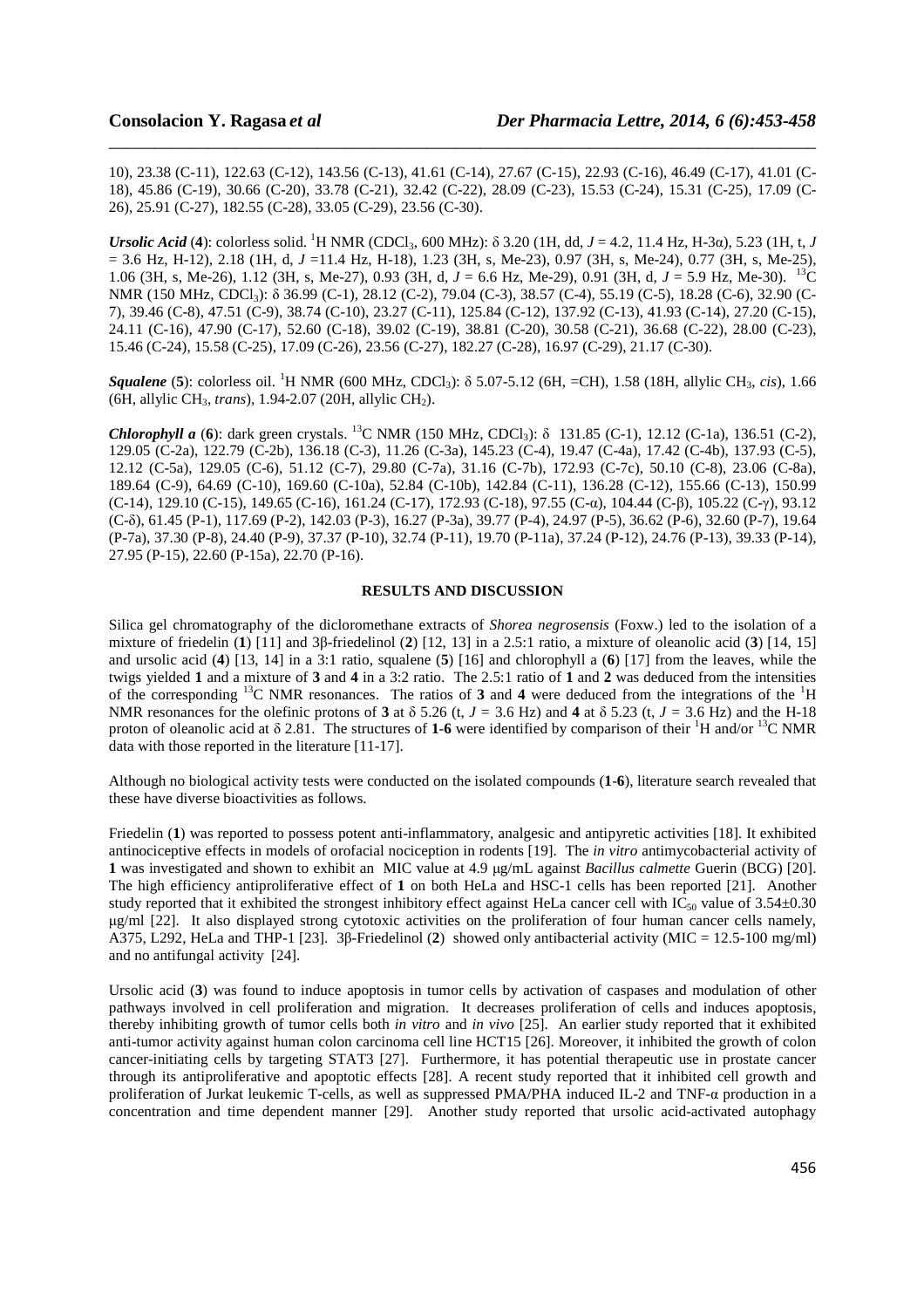10), 23.38 (C-11), 122.63 (C-12), 143.56 (C-13), 41.61 (C-14), 27.67 (C-15), 22.93 (C-16), 46.49 (C-17), 41.01 (C-18), 45.86 (C-19), 30.66 (C-20), 33.78 (C-21), 32.42 (C-22), 28.09 (C-23), 15.53 (C-24), 15.31 (C-25), 17.09 (C-26), 25.91 (C-27), 182.55 (C-28), 33.05 (C-29), 23.56 (C-30).

***Ursolic Acid*** (**4**): colorless solid. $^{1}$H NMR ($CDCl_3$, 600 MHz): δ 3.20 (1H, dd, *J* = 4.2, 11.4 Hz, H-3α), 5.23 (1H, t, *J* = 3.6 Hz, H-12), 2.18 (1H, d, *J* =11.4 Hz, H-18), 1.23 (3H, s, Me-23), 0.97 (3H, s, Me-24), 0.77 (3H, s, Me-25), 1.06 (3H, s, Me-26), 1.12 (3H, s, Me-27), 0.93 (3H, d, *J* = 6.6 Hz, Me-29), 0.91 (3H, d, *J* = 5.9 Hz, Me-30). $^{13}$C NMR (150 MHz, $CDCl_3$): δ 36.99 (C-1), 28.12 (C-2), 79.04 (C-3), 38.57 (C-4), 55.19 (C-5), 18.28 (C-6), 32.90 (C-7), 39.46 (C-8), 47.51 (C-9), 38.74 (C-10), 23.27 (C-11), 125.84 (C-12), 137.92 (C-13), 41.93 (C-14), 27.20 (C-15), 24.11 (C-16), 47.90 (C-17), 52.60 (C-18), 39.02 (C-19), 38.81 (C-20), 30.58 (C-21), 36.68 (C-22), 28.00 (C-23), 15.46 (C-24), 15.58 (C-25), 17.09 (C-26), 23.56 (C-27), 182.27 (C-28), 16.97 (C-29), 21.17 (C-30).

***Squalene*** (**5**): colorless oil. $^{1}$H NMR (600 MHz, $CDCl_3$): δ 5.07-5.12 (6H, =CH), 1.58 (18H, allylic $CH_3$, *cis*), 1.66 (6H, allylic $CH_3$, *trans*), 1.94-2.07 (20H, allylic $CH_2$).

***Chlorophyll a*** (**6**): dark green crystals. $^{13}$C NMR (150 MHz, $CDCl_3$): δ 131.85 (C-1), 12.12 (C-1a), 136.51 (C-2), 129.05 (C-2a), 122.79 (C-2b), 136.18 (C-3), 11.26 (C-3a), 145.23 (C-4), 19.47 (C-4a), 17.42 (C-4b), 137.93 (C-5), 12.12 (C-5a), 129.05 (C-6), 51.12 (C-7), 29.80 (C-7a), 31.16 (C-7b), 172.93 (C-7c), 50.10 (C-8), 23.06 (C-8a), 189.64 (C-9), 64.69 (C-10), 169.60 (C-10a), 52.84 (C-10b), 142.84 (C-11), 136.28 (C-12), 155.66 (C-13), 150.99 (C-14), 129.10 (C-15), 149.65 (C-16), 161.24 (C-17), 172.93 (C-18), 97.55 (C-α), 104.44 (C-β), 105.22 (C-γ), 93.12 (C-δ), 61.45 (P-1), 117.69 (P-2), 142.03 (P-3), 16.27 (P-3a), 39.77 (P-4), 24.97 (P-5), 36.62 (P-6), 32.60 (P-7), 19.64 (P-7a), 37.30 (P-8), 24.40 (P-9), 37.37 (P-10), 32.74 (P-11), 19.70 (P-11a), 37.24 (P-12), 24.76 (P-13), 39.33 (P-14), 27.95 (P-15), 22.60 (P-15a), 22.70 (P-16).

## RESULTS AND DISCUSSION

Silica gel chromatography of the dicloromethane extracts of *Shorea negrosensis* (Foxw.) led to the isolation of a mixture of friedelin (**1**) [11] and 3β-friedelinol (**2**) [12, 13] in a 2.5:1 ratio, a mixture of oleanolic acid (**3**) [14, 15] and ursolic acid (**4**) [13, 14] in a 3:1 ratio, squalene (**5**) [16] and chlorophyll a (**6**) [17] from the leaves, while the twigs yielded **1** and a mixture of **3** and **4** in a 3:2 ratio. The 2.5:1 ratio of **1** and **2** was deduced from the intensities of the corresponding $^{13}$C NMR resonances. The ratios of **3** and **4** were deduced from the integrations of the $^{1}$H NMR resonances for the olefinic protons of **3** at δ 5.26 (t, *J* = 3.6 Hz) and **4** at δ 5.23 (t, *J* = 3.6 Hz) and the H-18 proton of oleanolic acid at δ 2.81. The structures of **1**-**6** were identified by comparison of their $^{1}$H and/or $^{13}$C NMR data with those reported in the literature [11-17].

Although no biological activity tests were conducted on the isolated compounds (**1**-**6**), literature search revealed that these have diverse bioactivities as follows.

Friedelin (**1**) was reported to possess potent anti-inflammatory, analgesic and antipyretic activities [18]. It exhibited antinociceptive effects in models of orofacial nociception in rodents [19]. The *in vitro* antimycobacterial activity of **1** was investigated and shown to exhibit an MIC value at 4.9 μg/mL against *Bacillus calmette* Guerin (BCG) [20]. The high efficiency antiproliferative effect of **1** on both HeLa and HSC-1 cells has been reported [21]. Another study reported that it exhibited the strongest inhibitory effect against HeLa cancer cell with $IC_{50}$ value of 3.54±0.30 μg/ml [22]. It also displayed strong cytotoxic activities on the proliferation of four human cancer cells namely, A375, L292, HeLa and THP-1 [23]. 3β-Friedelinol (**2**) showed only antibacterial activity (MIC = 12.5-100 mg/ml) and no antifungal activity [24].

Ursolic acid (**3**) was found to induce apoptosis in tumor cells by activation of caspases and modulation of other pathways involved in cell proliferation and migration. It decreases proliferation of cells and induces apoptosis, thereby inhibiting growth of tumor cells both *in vitro* and *in vivo* [25]. An earlier study reported that it exhibited anti-tumor activity against human colon carcinoma cell line HCT15 [26]. Moreover, it inhibited the growth of colon cancer-initiating cells by targeting STAT3 [27]. Furthermore, it has potential therapeutic use in prostate cancer through its antiproliferative and apoptotic effects [28]. A recent study reported that it inhibited cell growth and proliferation of Jurkat leukemic T-cells, as well as suppressed PMA/PHA induced IL-2 and TNF-α production in a concentration and time dependent manner [29]. Another study reported that ursolic acid-activated autophagy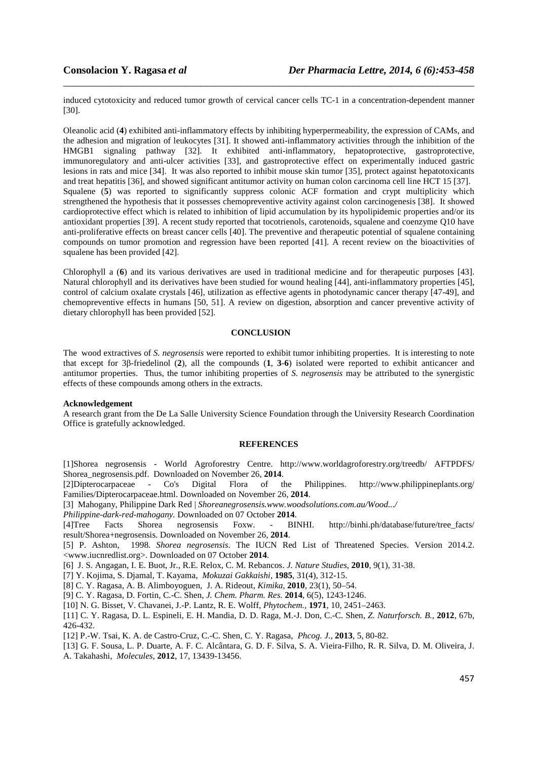induced cytotoxicity and reduced tumor growth of cervical cancer cells TC-1 in a concentration-dependent manner [30].

Oleanolic acid (**4**) exhibited anti-inflammatory effects by inhibiting hyperpermeability, the expression of CAMs, and the adhesion and migration of leukocytes [31]. It showed anti-inflammatory activities through the inhibition of the HMGB1 signaling pathway [32]. It exhibited anti-inflammatory, hepatoprotective, gastroprotective, immunoregulatory and anti-ulcer activities [33], and gastroprotective effect on experimentally induced gastric lesions in rats and mice [34]. It was also reported to inhibit mouse skin tumor [35], protect against hepatotoxicants and treat hepatitis [36], and showed significant antitumor activity on human colon carcinoma cell line HCT 15 [37]. Squalene (**5**) was reported to significantly suppress colonic ACF formation and crypt multiplicity which strengthened the hypothesis that it possesses chemopreventive activity against colon carcinogenesis [38]. It showed cardioprotective effect which is related to inhibition of lipid accumulation by its hypolipidemic properties and/or its antioxidant properties [39]. A recent study reported that tocotrienols, carotenoids, squalene and coenzyme Q10 have anti-proliferative effects on breast cancer cells [40]. The preventive and therapeutic potential of squalene containing compounds on tumor promotion and regression have been reported [41]. A recent review on the bioactivities of squalene has been provided [42].

Chlorophyll a (**6**) and its various derivatives are used in traditional medicine and for therapeutic purposes [43]. Natural chlorophyll and its derivatives have been studied for wound healing [44], anti-inflammatory properties [45], control of calcium oxalate crystals [46], utilization as effective agents in photodynamic cancer therapy [47-49], and chemopreventive effects in humans [50, 51]. A review on digestion, absorption and cancer preventive activity of dietary chlorophyll has been provided [52].

## CONCLUSION

The wood extractives of *S. negrosensis* were reported to exhibit tumor inhibiting properties. It is interesting to note that except for 3β-friedelinol (**2**), all the compounds (**1**, **3**-**6**) isolated were reported to exhibit anticancer and antitumor properties. Thus, the tumor inhibiting properties of *S. negrosensis* may be attributed to the synergistic effects of these compounds among others in the extracts.

### Acknowledgement

A research grant from the De La Salle University Science Foundation through the University Research Coordination Office is gratefully acknowledged.

## REFERENCES

[1]Shorea negrosensis - World Agroforestry Centre. http://www.worldagroforestry.org/treedb/ AFTPDFS/ Shorea_negrosensis.pdf. Downloaded on November 26, **2014**.

[2]Dipterocarpaceae - Co's Digital Flora of the Philippines. http://www.philippineplants.org/ Families/Dipterocarpaceae.html. Downloaded on November 26, **2014**.

[3] Mahogany, Philippine Dark Red | *Shoreanegrosensis.www.woodsolutions.com.au/Wood.../ Philippine-dark-red-mahogany.* Downloaded on 07 October **2014**.

[4]Tree Facts Shorea negrosensis Foxw. - BINHI. http://binhi.ph/database/future/tree_facts/ result/Shorea+negrosensis. Downloaded on November 26, **2014**.

[5] P. Ashton, 1998. *Shorea negrosensis*. The IUCN Red List of Threatened Species. Version 2014.2. <www.iucnredlist.org>. Downloaded on 07 October **2014**.

[6] J. S. Angagan, I. E. Buot, Jr., R.E. Relox, C. M. Rebancos. *J. Nature Studies*, **2010**, 9(1), 31-38.

[7] Y. Kojima, S. Djamal, T. Kayama, *Mokuzai Gakkaishi*, **1985**, 31(4), 312-15.

[8] C. Y. Ragasa, A. B. Alimboyoguen, J. A. Rideout, *Kimika*, **2010**, 23(1), 50–54.

[9] C. Y. Ragasa, D. Fortin, C.-C. Shen, *J. Chem. Pharm. Res.* **2014**, 6(5), 1243-1246.

[10] N. G. Bisset, V. Chavanei, J.-P. Lantz, R. E. Wolff, *Phytochem.*, **1971**, 10, 2451–2463.

[11] C. Y. Ragasa, D. L. Espineli, E. H. Mandia, D. D. Raga, M.-J. Don, C.-C. Shen, *Z. Naturforsch. B.*, **2012**, 67b, 426-432.

[12] P.-W. Tsai, K. A. de Castro-Cruz, C.-C. Shen, C. Y. Ragasa, *Phcog. J.*, **2013**, 5, 80-82.

[13] G. F. Sousa, L. P. Duarte, A. F. C. Alcântara, G. D. F. Silva, S. A. Vieira-Filho, R. R. Silva, D. M. Oliveira, J. A. Takahashi, *Molecules*, **2012**, 17, 13439-13456.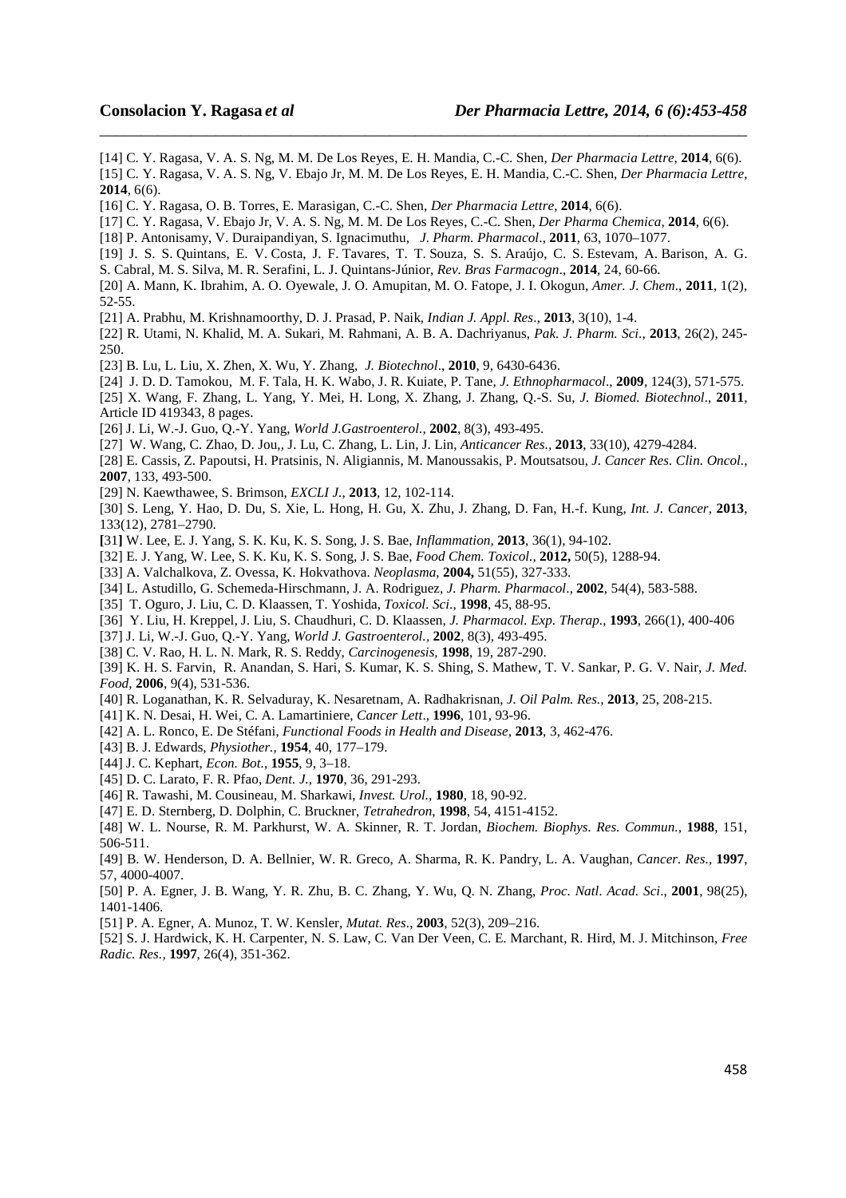[14] C. Y. Ragasa, V. A. S. Ng, M. M. De Los Reyes, E. H. Mandia, C.-C. Shen, *Der Pharmacia Lettre*, **2014**, 6(6).

[15] C. Y. Ragasa, V. A. S. Ng, V. Ebajo Jr, M. M. De Los Reyes, E. H. Mandia, C.-C. Shen, *Der Pharmacia Lettre*, **2014**, 6(6).

[16] C. Y. Ragasa, O. B. Torres, E. Marasigan, C.-C. Shen, *Der Pharmacia Lettre*, **2014**, 6(6).

[17] C. Y. Ragasa, V. Ebajo Jr, V. A. S. Ng, M. M. De Los Reyes, C.-C. Shen, *Der Pharma Chemica*, **2014**, 6(6).

[18] P. Antonisamy, V. Duraipandiyan, S. Ignacimuthu, *J. Pharm. Pharmacol*., **2011**, 63, 1070–1077.

[19] J. S. S. Quintans, E. V. Costa, J. F. Tavares, T. T. Souza, S. S. Araújo, C. S. Estevam, A. Barison, A. G. S. Cabral, M. S. Silva, M. R. Serafini, L. J. Quintans-Júnior, *Rev. Bras Farmacogn*., **2014**, 24, 60-66.

[20] A. Mann, K. Ibrahim, A. O. Oyewale, J. O. Amupitan, M. O. Fatope, J. I. Okogun, *Amer. J. Chem*., **2011**, 1(2), 52-55.

[21] A. Prabhu, M. Krishnamoorthy, D. J. Prasad, P. Naik, *Indian J. Appl. Res*., **2013**, 3(10), 1-4.

[22] R. Utami, N. Khalid, M. A. Sukari, M. Rahmani, A. B. A. Dachriyanus, *Pak. J. Pharm. Sci.,* **2013**, 26(2), 245-250.

[23] B. Lu, L. Liu, X. Zhen, X. Wu, Y. Zhang, *J. Biotechnol*., **2010**, 9, 6430-6436.

[24] J. D. D. Tamokou, M. F. Tala, H. K. Wabo, J. R. Kuiate, P. Tane, *J. Ethnopharmacol*., **2009**, 124(3), 571-575.

[25] X. Wang, F. Zhang, L. Yang, Y. Mei, H. Long, X. Zhang, J. Zhang, Q.-S. Su, *J. Biomed. Biotechnol*., **2011**, Article ID 419343, 8 pages.

[26] J. Li, W.-J. Guo, Q.-Y. Yang, *World J.Gastroenterol.*, **2002**, 8(3), 493-495.

[27] W. Wang, C. Zhao, D. Jou,, J. Lu, C. Zhang, L. Lin, J. Lin, *Anticancer Res*., **2013**, 33(10), 4279-4284.

[28] E. Cassis, Z. Papoutsi, H. Pratsinis, N. Aligiannis, M. Manoussakis, P. Moutsatsou, *J. Cancer Res. Clin. Oncol.*, **2007**, 133, 493-500.

[29] N. Kaewthawee, S. Brimson, *EXCLI J.*, **2013**, 12, 102-114.

[30] S. Leng, Y. Hao, D. Du, S. Xie, L. Hong, H. Gu, X. Zhu, J. Zhang, D. Fan, H.-f. Kung, *Int. J. Cancer,* **2013**, 133(12), 2781–2790.

**[**31**]** W. Lee, E. J. Yang, S. K. Ku, K. S. Song, J. S. Bae, *Inflammation*, **2013**, 36(1), 94-102.

[32] E. J. Yang, W. Lee, S. K. Ku, K. S. Song, J. S. Bae, *Food Chem. Toxicol.*, **2012,** 50(5), 1288-94.

[33] A. Valchalkova, Z. Ovessa, K. Hokvathova. *Neoplasma*, **2004,** 51(55), 327-333.

[34] L. Astudillo, G. Schemeda-Hirschmann, J. A. Rodriguez, *J. Pharm. Pharmacol*., **2002**, 54(4), 583-588.

[35] T. Oguro, J. Liu, C. D. Klaassen, T. Yoshida, *Toxicol. Sci*., **1998**, 45, 88-95.

[36] Y. Liu, H. Kreppel, J. Liu, S. Chaudhuri, C. D. Klaassen, *J. Pharmacol. Exp. Therap*., **1993**, 266(1), 400-406

[37] J. Li, W.-J. Guo, Q.-Y. Yang, *World J. Gastroenterol.*, **2002**, 8(3), 493-495.

[38] C. V. Rao, H. L. N. Mark, R. S. Reddy, *Carcinogenesis*, **1998**, 19, 287-290.

[39] K. H. S. Farvin, R. Anandan, S. Hari, S. Kumar, K. S. Shing, S. Mathew, T. V. Sankar, P. G. V. Nair, *J. Med. Food,* **2006**, 9(4), 531-536.

[40] R. Loganathan, K. R. Selvaduray, K. Nesaretnam, A. Radhakrisnan, *J. Oil Palm. Res.*, **2013**, 25, 208-215.

[41] K. N. Desai, H. Wei, C. A. Lamartiniere, *Cancer Lett*., **1996**, 101, 93-96.

[42] A. L. Ronco, E. De Stéfani, *Functional Foods in Health and Disease,* **2013**, 3, 462-476.

[43] B. J. Edwards, *Physiother.,* **1954**, 40, 177–179.

[44] J. C. Kephart, *Econ. Bot.*, **1955**, 9, 3–18.

[45] D. C. Larato, F. R. Pfao, *Dent. J.*, **1970**, 36, 291-293.

[46] R. Tawashi, M. Cousineau, M. Sharkawi, *Invest. Urol.*, **1980**, 18, 90-92.

[47] E. D. Sternberg, D. Dolphin, C. Bruckner, *Tetrahedron*, **1998**, 54, 4151-4152.

[48] W. L. Nourse, R. M. Parkhurst, W. A. Skinner, R. T. Jordan, *Biochem. Biophys. Res. Commun.,* **1988**, 151, 506-511.

[49] B. W. Henderson, D. A. Bellnier, W. R. Greco, A. Sharma, R. K. Pandry, L. A. Vaughan, *Cancer. Res.,* **1997**, 57, 4000-4007.

[50] P. A. Egner, J. B. Wang, Y. R. Zhu, B. C. Zhang, Y. Wu, Q. N. Zhang, *Proc. Natl. Acad. Sci*., **2001**, 98(25), 1401-1406.

[51] P. A. Egner, A. Munoz, T. W. Kensler, *Mutat. Res*., **2003**, 52(3), 209–216.

[52] S. J. Hardwick, K. H. Carpenter, N. S. Law, C. Van Der Veen, C. E. Marchant, R. Hird, M. J. Mitchinson, *Free Radic. Res.,* **1997**, 26(4), 351-362.